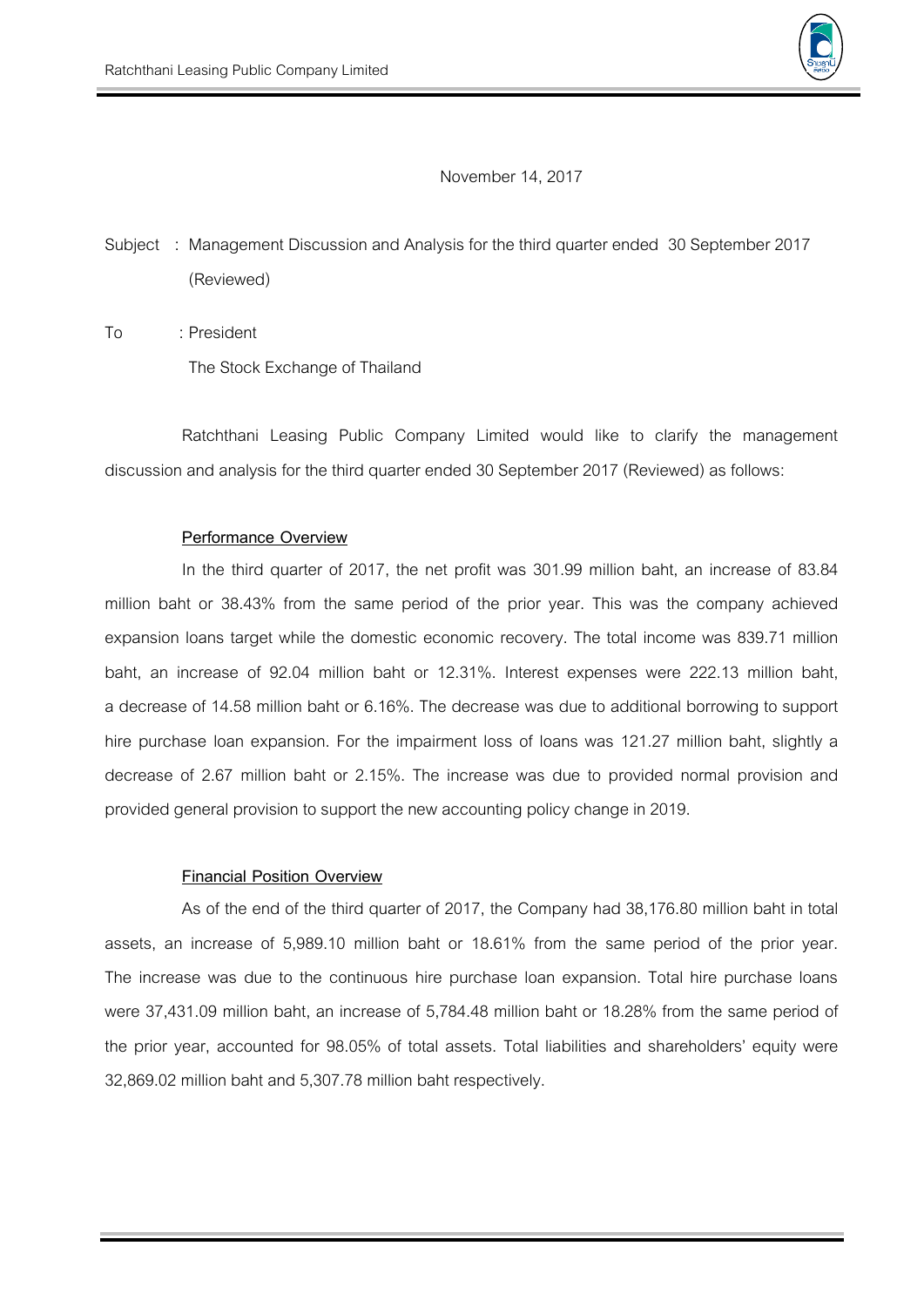November 14, 2017

Subject : Management Discussion and Analysis for the third quarter ended 30 September 2017 (Reviewed)

To : President
The Stock Exchange of Thailand

Ratchthani Leasing Public Company Limited would like to clarify the management discussion and analysis for the third quarter ended 30 September 2017 (Reviewed) as follows:

**Performance Overview**

In the third quarter of 2017, the net profit was 301.99 million baht, an increase of 83.84 million baht or 38.43% from the same period of the prior year. This was the company achieved expansion loans target while the domestic economic recovery. The total income was 839.71 million baht, an increase of 92.04 million baht or 12.31%. Interest expenses were 222.13 million baht, a decrease of 14.58 million baht or 6.16%. The decrease was due to additional borrowing to support hire purchase loan expansion. For the impairment loss of loans was 121.27 million baht, slightly a decrease of 2.67 million baht or 2.15%. The increase was due to provided normal provision and provided general provision to support the new accounting policy change in 2019.

**Financial Position Overview**

As of the end of the third quarter of 2017, the Company had 38,176.80 million baht in total assets, an increase of 5,989.10 million baht or 18.61% from the same period of the prior year. The increase was due to the continuous hire purchase loan expansion. Total hire purchase loans were 37,431.09 million baht, an increase of 5,784.48 million baht or 18.28% from the same period of the prior year, accounted for 98.05% of total assets. Total liabilities and shareholders' equity were 32,869.02 million baht and 5,307.78 million baht respectively.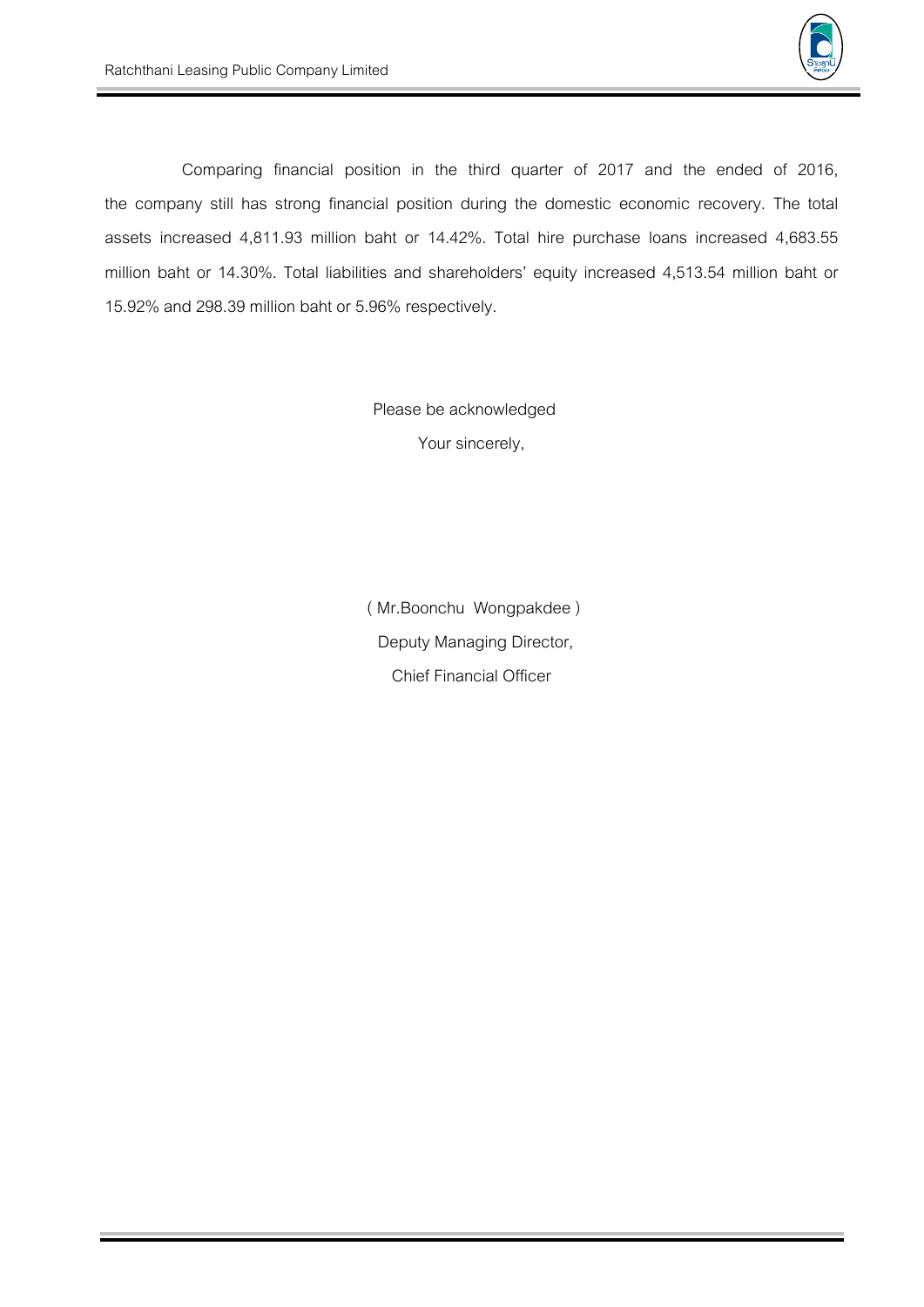Comparing financial position in the third quarter of 2017 and the ended of 2016, the company still has strong financial position during the domestic economic recovery. The total assets increased 4,811.93 million baht or 14.42%. Total hire purchase loans increased 4,683.55 million baht or 14.30%. Total liabilities and shareholders' equity increased 4,513.54 million baht or 15.92% and 298.39 million baht or 5.96% respectively.

Please be acknowledged

Your sincerely,

( Mr.Boonchu Wongpakdee )

Deputy Managing Director,

Chief Financial Officer